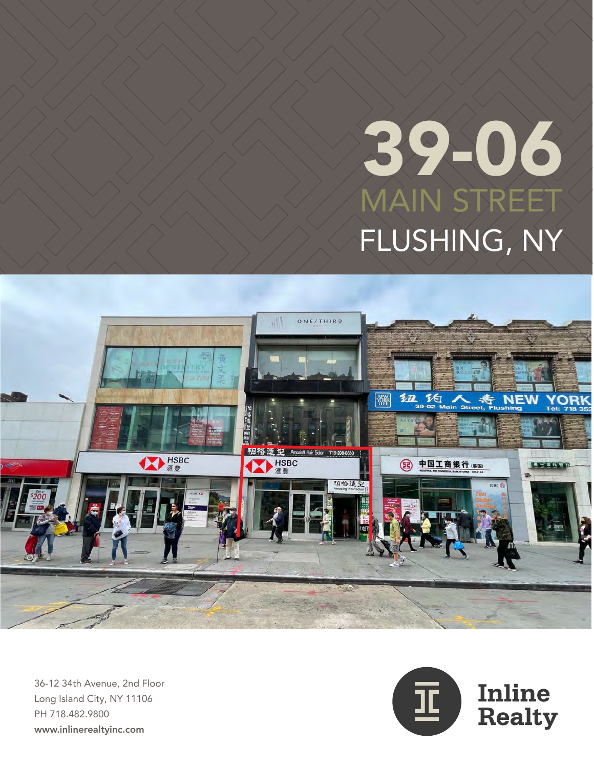# 39-06

## MAIN STREET

## FLUSHING, NY

36-12 34th Avenue, 2nd Floor
Long Island City, NY 11106
PH 718.482.9800
**www.inlinerealtyinc.com**

Inline Realty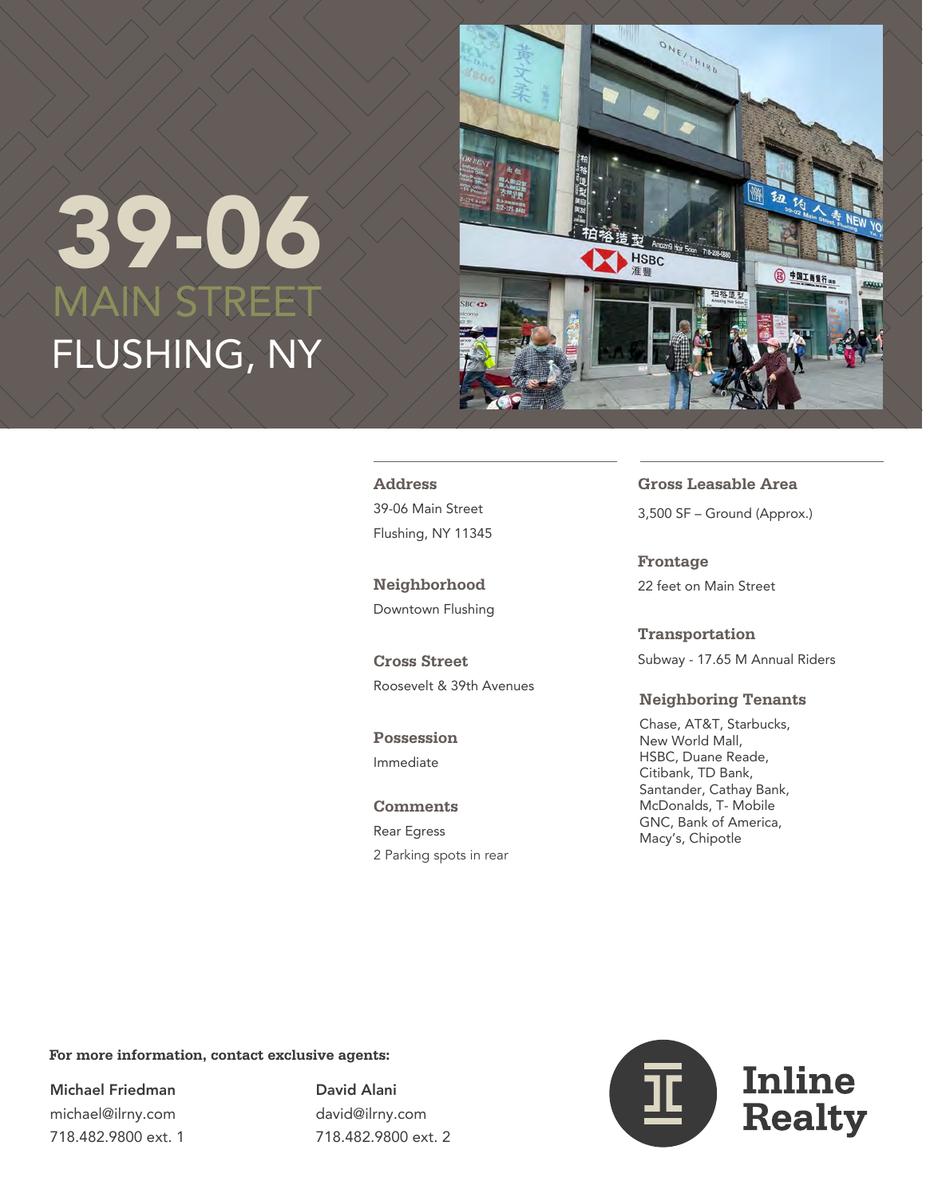# 39-06

## MAIN STREET

## FLUSHING, NY

### Address

39-06 Main Street
Flushing, NY 11345

### Neighborhood

Downtown Flushing

### Cross Street

Roosevelt & 39th Avenues

### Possession

Immediate

### Comments

Rear Egress

2 Parking spots in rear

### Gross Leasable Area

3,500 SF – Ground (Approx.)

### Frontage

22 feet on Main Street

### Transportation

Subway - 17.65 M Annual Riders

### Neighboring Tenants

Chase, AT&T, Starbucks, New World Mall, HSBC, Duane Reade, Citibank, TD Bank, Santander, Cathay Bank, McDonalds, T- Mobile GNC, Bank of America, Macy's, Chipotle

**For more information, contact exclusive agents:**

Michael Friedman
michael@ilrny.com
718.482.9800 ext. 1

David Alani
david@ilrny.com
718.482.9800 ext. 2

Inline Realty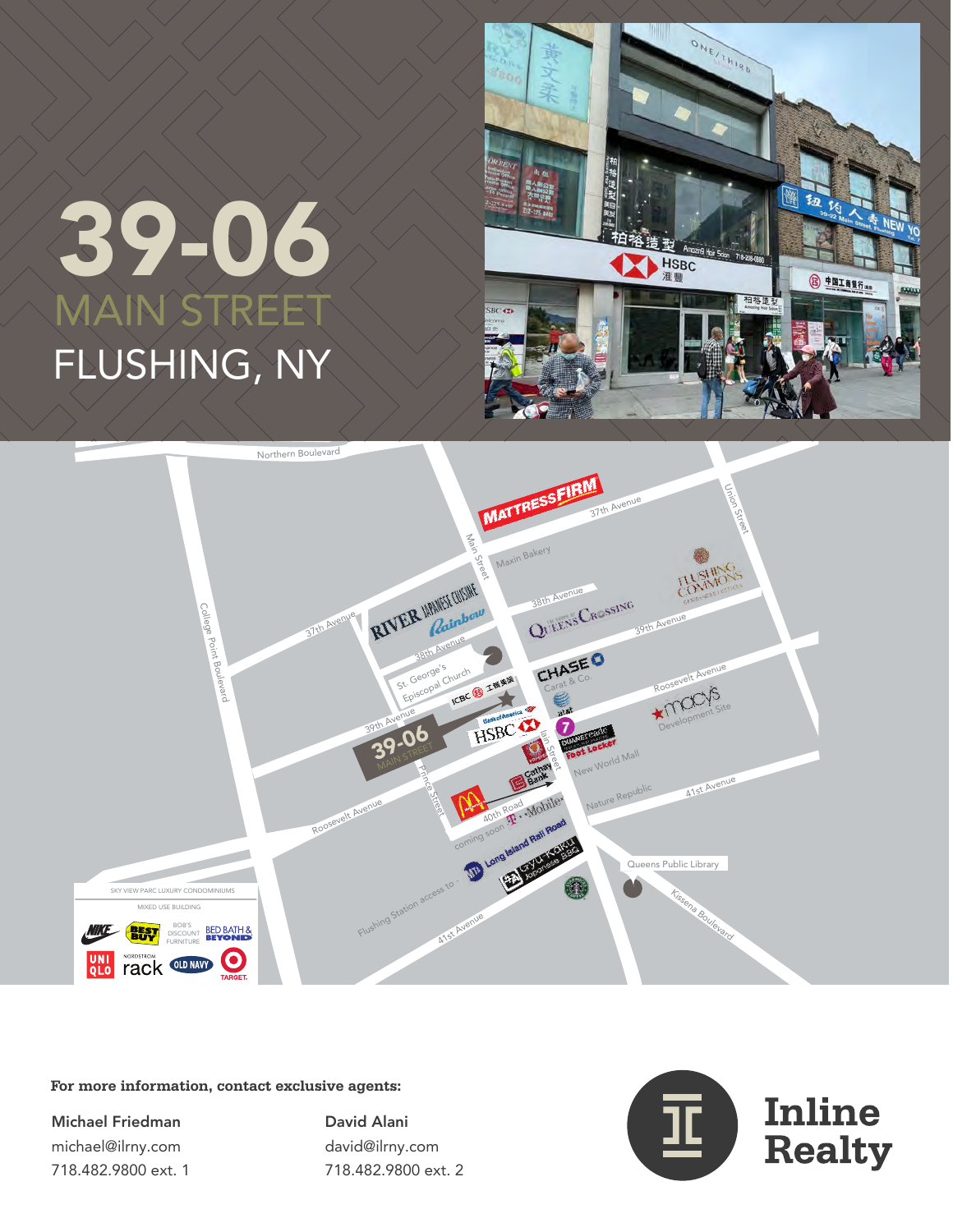# 39-06

## MAIN STREET

## FLUSHING, NY

**For more information, contact exclusive agents:**

**Michael Friedman**
michael@ilrny.com
718.482.9800 ext. 1

**David Alani**
david@ilrny.com
718.482.9800 ext. 2

**Inline Realty**